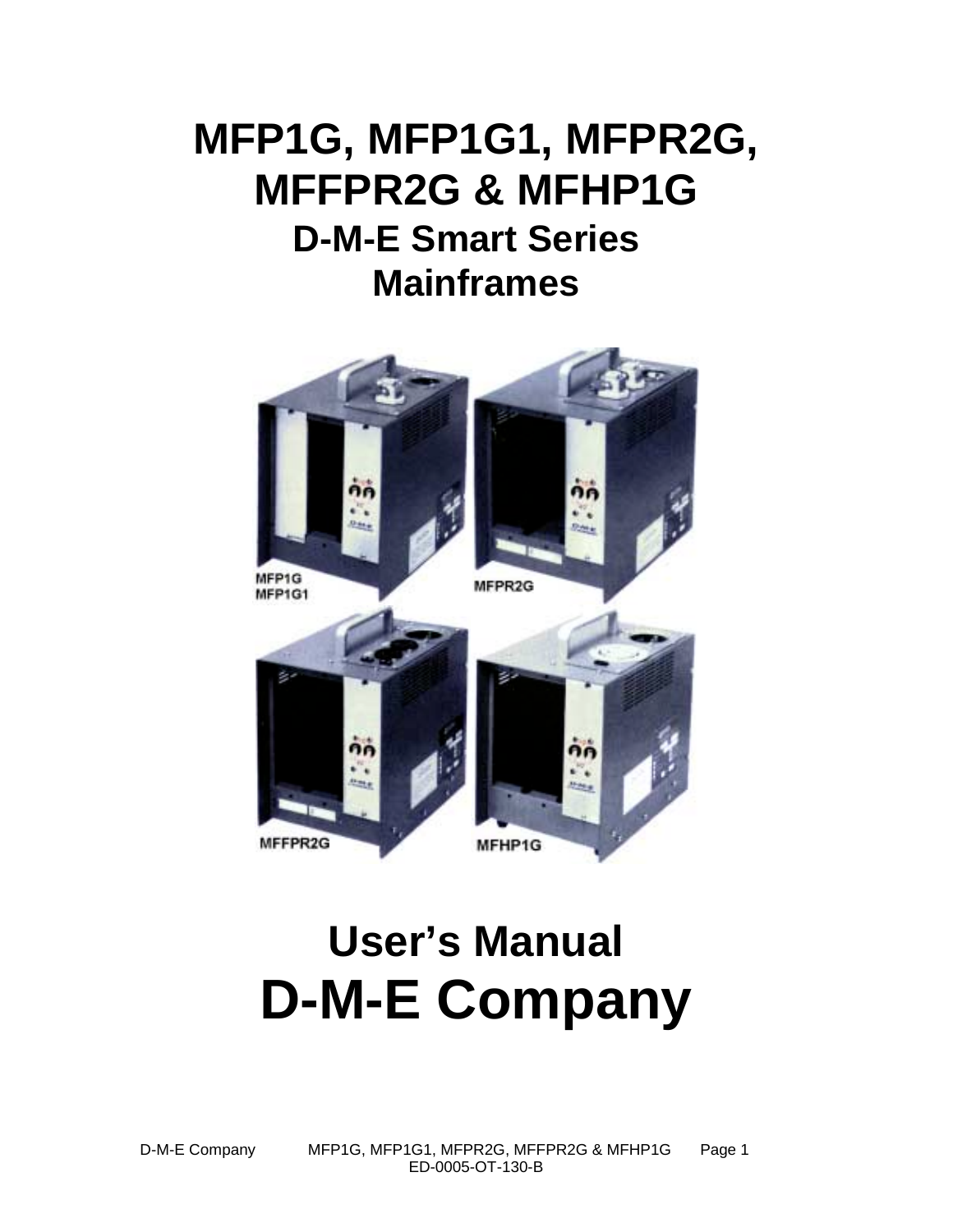# MFP1G, MFP1G1, MFPR2G, MFFPR2G & MFHP1G

## D-M-E Smart Series Mainframes

MFP1G
MFP1G1

MFPR2G

MFFPR2G

MFHP1G

# User's Manual

# D-M-E Company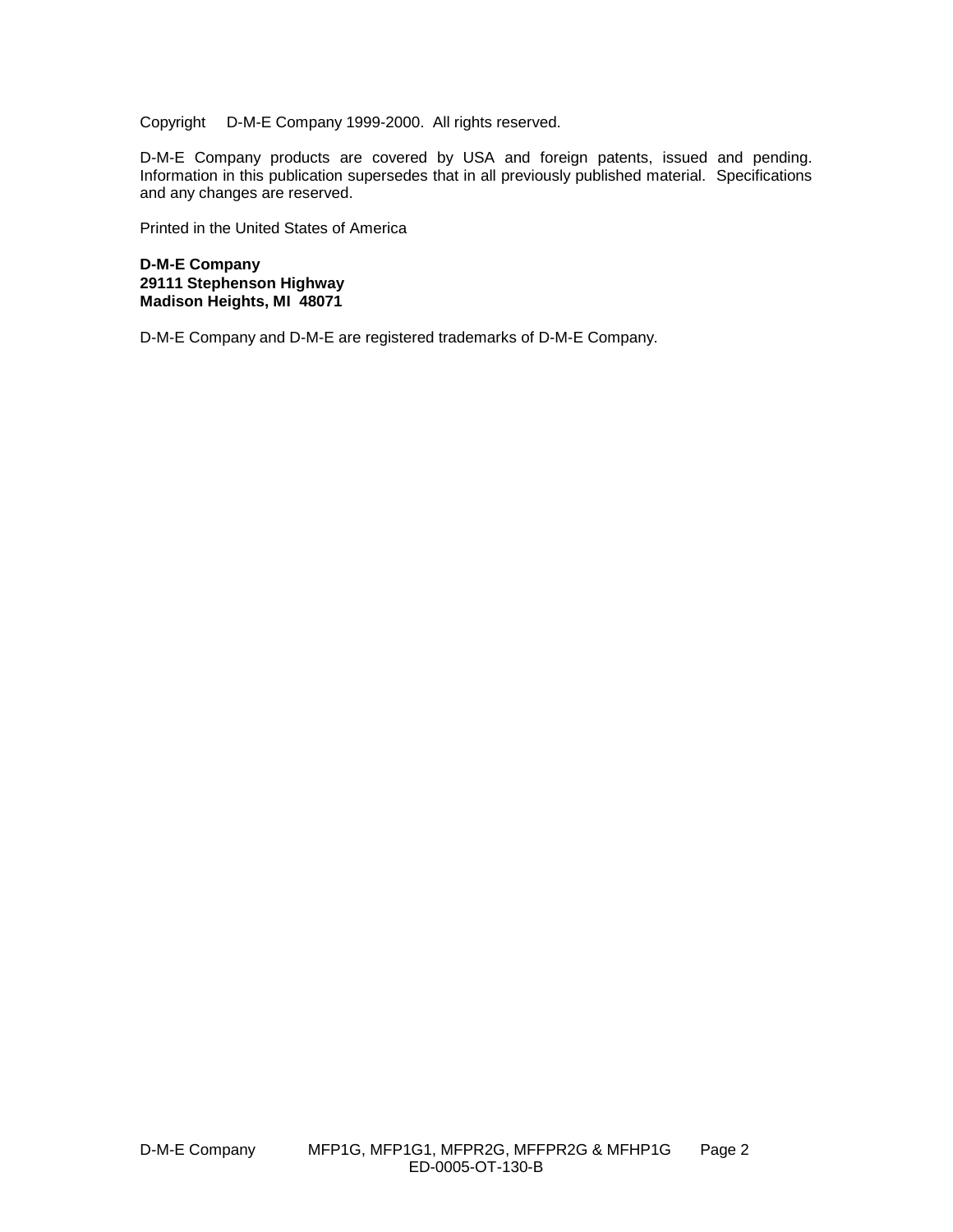Copyright D-M-E Company 1999-2000. All rights reserved.

D-M-E Company products are covered by USA and foreign patents, issued and pending. Information in this publication supersedes that in all previously published material. Specifications and any changes are reserved.

Printed in the United States of America

**D-M-E Company**
**29111 Stephenson Highway**
**Madison Heights, MI 48071**

D-M-E Company and D-M-E are registered trademarks of D-M-E Company.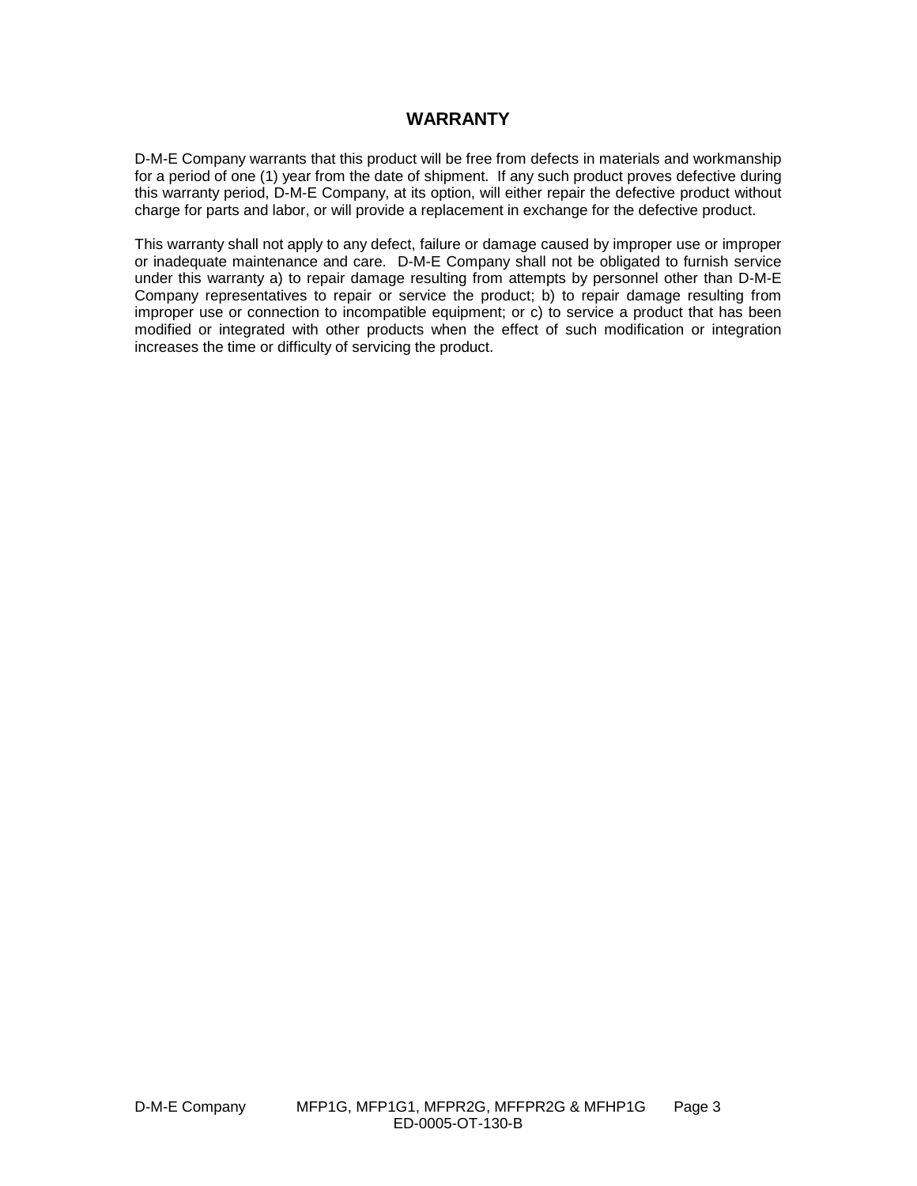# WARRANTY

D-M-E Company warrants that this product will be free from defects in materials and workmanship for a period of one (1) year from the date of shipment. If any such product proves defective during this warranty period, D-M-E Company, at its option, will either repair the defective product without charge for parts and labor, or will provide a replacement in exchange for the defective product.

This warranty shall not apply to any defect, failure or damage caused by improper use or improper or inadequate maintenance and care. D-M-E Company shall not be obligated to furnish service under this warranty a) to repair damage resulting from attempts by personnel other than D-M-E Company representatives to repair or service the product; b) to repair damage resulting from improper use or connection to incompatible equipment; or c) to service a product that has been modified or integrated with other products when the effect of such modification or integration increases the time or difficulty of servicing the product.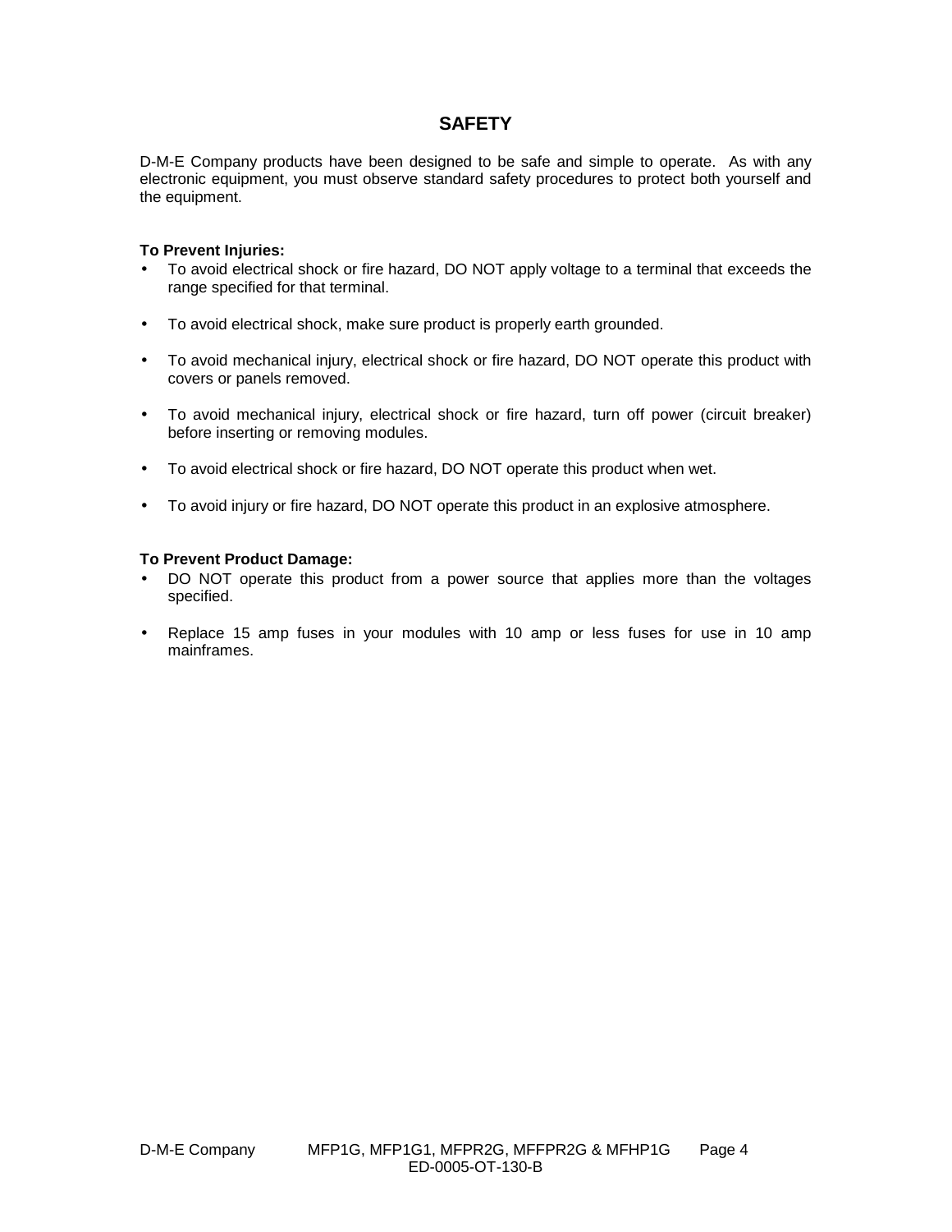# SAFETY

D-M-E Company products have been designed to be safe and simple to operate. As with any electronic equipment, you must observe standard safety procedures to protect both yourself and the equipment.

**To Prevent Injuries:**

- To avoid electrical shock or fire hazard, DO NOT apply voltage to a terminal that exceeds the range specified for that terminal.
- To avoid electrical shock, make sure product is properly earth grounded.
- To avoid mechanical injury, electrical shock or fire hazard, DO NOT operate this product with covers or panels removed.
- To avoid mechanical injury, electrical shock or fire hazard, turn off power (circuit breaker) before inserting or removing modules.
- To avoid electrical shock or fire hazard, DO NOT operate this product when wet.
- To avoid injury or fire hazard, DO NOT operate this product in an explosive atmosphere.

**To Prevent Product Damage:**

- DO NOT operate this product from a power source that applies more than the voltages specified.
- Replace 15 amp fuses in your modules with 10 amp or less fuses for use in 10 amp mainframes.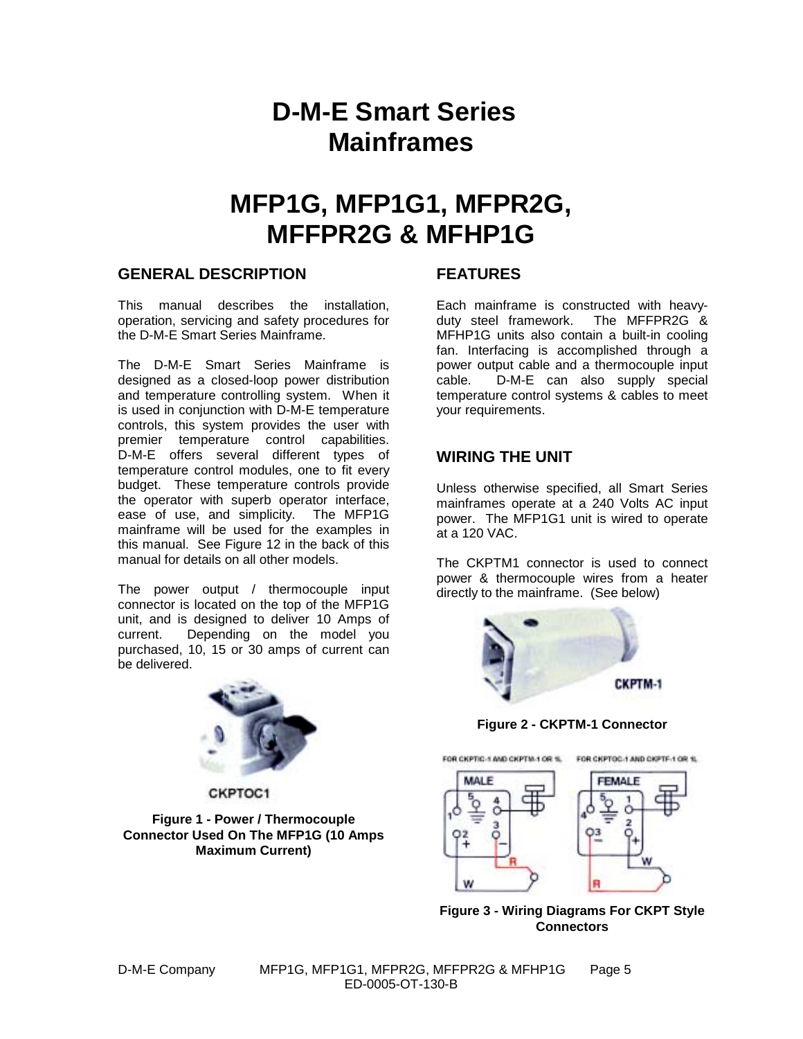# D-M-E Smart Series Mainframes

# MFP1G, MFP1G1, MFPR2G, MFFPR2G & MFHP1G

## GENERAL DESCRIPTION

This manual describes the installation, operation, servicing and safety procedures for the D-M-E Smart Series Mainframe.

The D-M-E Smart Series Mainframe is designed as a closed-loop power distribution and temperature controlling system. When it is used in conjunction with D-M-E temperature controls, this system provides the user with premier temperature control capabilities. D-M-E offers several different types of temperature control modules, one to fit every budget. These temperature controls provide the operator with superb operator interface, ease of use, and simplicity. The MFP1G mainframe will be used for the examples in this manual. See Figure 12 in the back of this manual for details on all other models.

The power output / thermocouple input connector is located on the top of the MFP1G unit, and is designed to deliver 10 Amps of current. Depending on the model you purchased, 10, 15 or 30 amps of current can be delivered.

CKPTOC1

**Figure 1 - Power / Thermocouple Connector Used On The MFP1G (10 Amps Maximum Current)**

## FEATURES

Each mainframe is constructed with heavy-duty steel framework. The MFFPR2G & MFHP1G units also contain a built-in cooling fan. Interfacing is accomplished through a power output cable and a thermocouple input cable. D-M-E can also supply special temperature control systems & cables to meet your requirements.

## WIRING THE UNIT

Unless otherwise specified, all Smart Series mainframes operate at a 240 Volts AC input power. The MFP1G1 unit is wired to operate at a 120 VAC.

The CKPTM1 connector is used to connect power & thermocouple wires from a heater directly to the mainframe. (See below)

CKPTM-1

**Figure 2 - CKPTM-1 Connector**

FOR CKPTIC-1 AND CKPTM-1 OR 1L — MALE

FOR CKPTOC-1 AND CKPTF-1 OR 1L — FEMALE

**Figure 3 - Wiring Diagrams For CKPT Style Connectors**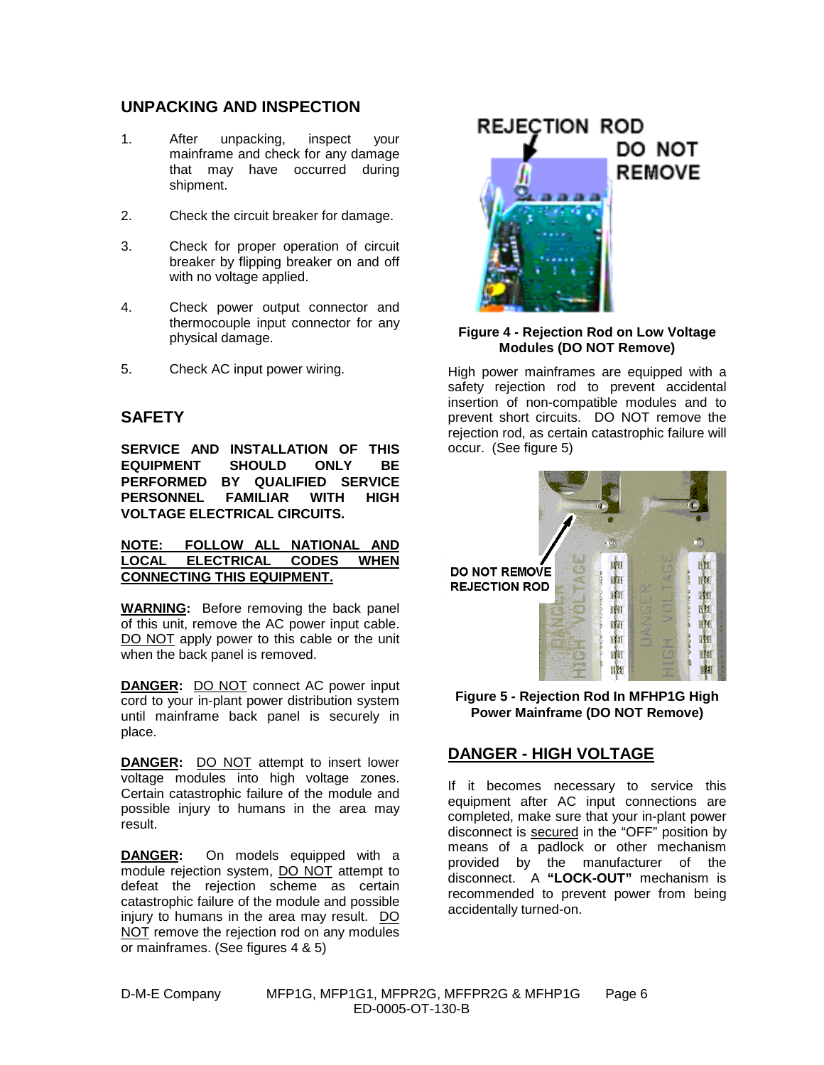## UNPACKING AND INSPECTION

1. After unpacking, inspect your mainframe and check for any damage that may have occurred during shipment.
2. Check the circuit breaker for damage.
3. Check for proper operation of circuit breaker by flipping breaker on and off with no voltage applied.
4. Check power output connector and thermocouple input connector for any physical damage.
5. Check AC input power wiring.

## SAFETY

**SERVICE AND INSTALLATION OF THIS EQUIPMENT SHOULD ONLY BE PERFORMED BY QUALIFIED SERVICE PERSONNEL FAMILIAR WITH HIGH VOLTAGE ELECTRICAL CIRCUITS.**

**NOTE: FOLLOW ALL NATIONAL AND LOCAL ELECTRICAL CODES WHEN CONNECTING THIS EQUIPMENT.**

**WARNING:** Before removing the back panel of this unit, remove the AC power input cable. DO NOT apply power to this cable or the unit when the back panel is removed.

**DANGER:** DO NOT connect AC power input cord to your in-plant power distribution system until mainframe back panel is securely in place.

**DANGER:** DO NOT attempt to insert lower voltage modules into high voltage zones. Certain catastrophic failure of the module and possible injury to humans in the area may result.

**DANGER:** On models equipped with a module rejection system, DO NOT attempt to defeat the rejection scheme as certain catastrophic failure of the module and possible injury to humans in the area may result. DO NOT remove the rejection rod on any modules or mainframes. (See figures 4 & 5)

REJECTION ROD DO NOT REMOVE

**Figure 4 - Rejection Rod on Low Voltage Modules (DO NOT Remove)**

High power mainframes are equipped with a safety rejection rod to prevent accidental insertion of non-compatible modules and to prevent short circuits. DO NOT remove the rejection rod, as certain catastrophic failure will occur. (See figure 5)

DO NOT REMOVE REJECTION ROD

**Figure 5 - Rejection Rod In MFHP1G High Power Mainframe (DO NOT Remove)**

## DANGER - HIGH VOLTAGE

If it becomes necessary to service this equipment after AC input connections are completed, make sure that your in-plant power disconnect is secured in the "OFF" position by means of a padlock or other mechanism provided by the manufacturer of the disconnect. A **"LOCK-OUT"** mechanism is recommended to prevent power from being accidentally turned-on.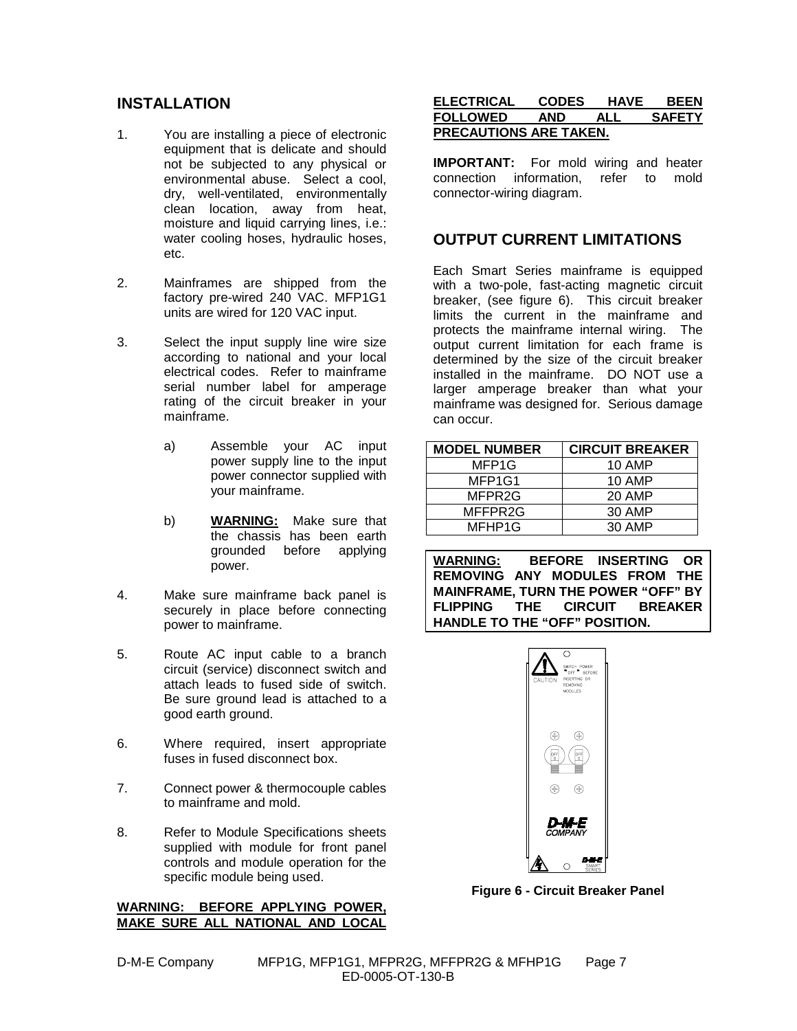## INSTALLATION

1. You are installing a piece of electronic equipment that is delicate and should not be subjected to any physical or environmental abuse. Select a cool, dry, well-ventilated, environmentally clean location, away from heat, moisture and liquid carrying lines, i.e.: water cooling hoses, hydraulic hoses, etc.

2. Mainframes are shipped from the factory pre-wired 240 VAC. MFP1G1 units are wired for 120 VAC input.

3. Select the input supply line wire size according to national and your local electrical codes. Refer to mainframe serial number label for amperage rating of the circuit breaker in your mainframe.

   a) Assemble your AC input power supply line to the input power connector supplied with your mainframe.

   b) **WARNING:** Make sure that the chassis has been earth grounded before applying power.

4. Make sure mainframe back panel is securely in place before connecting power to mainframe.

5. Route AC input cable to a branch circuit (service) disconnect switch and attach leads to fused side of switch. Be sure ground lead is attached to a good earth ground.

6. Where required, insert appropriate fuses in fused disconnect box.

7. Connect power & thermocouple cables to mainframe and mold.

8. Refer to Module Specifications sheets supplied with module for front panel controls and module operation for the specific module being used.

**WARNING: BEFORE APPLYING POWER, MAKE SURE ALL NATIONAL AND LOCAL ELECTRICAL CODES HAVE BEEN FOLLOWED AND ALL SAFETY PRECAUTIONS ARE TAKEN.**

**IMPORTANT:** For mold wiring and heater connection information, refer to mold connector-wiring diagram.

## OUTPUT CURRENT LIMITATIONS

Each Smart Series mainframe is equipped with a two-pole, fast-acting magnetic circuit breaker, (see figure 6). This circuit breaker limits the current in the mainframe and protects the mainframe internal wiring. The output current limitation for each frame is determined by the size of the circuit breaker installed in the mainframe. DO NOT use a larger amperage breaker than what your mainframe was designed for. Serious damage can occur.

| MODEL NUMBER | CIRCUIT BREAKER |
|---|---|
| MFP1G | 10 AMP |
| MFP1G1 | 10 AMP |
| MFPR2G | 20 AMP |
| MFFPR2G | 30 AMP |
| MFHP1G | 30 AMP |

**WARNING: BEFORE INSERTING OR REMOVING ANY MODULES FROM THE MAINFRAME, TURN THE POWER "OFF" BY FLIPPING THE CIRCUIT BREAKER HANDLE TO THE "OFF" POSITION.**

**Figure 6 - Circuit Breaker Panel**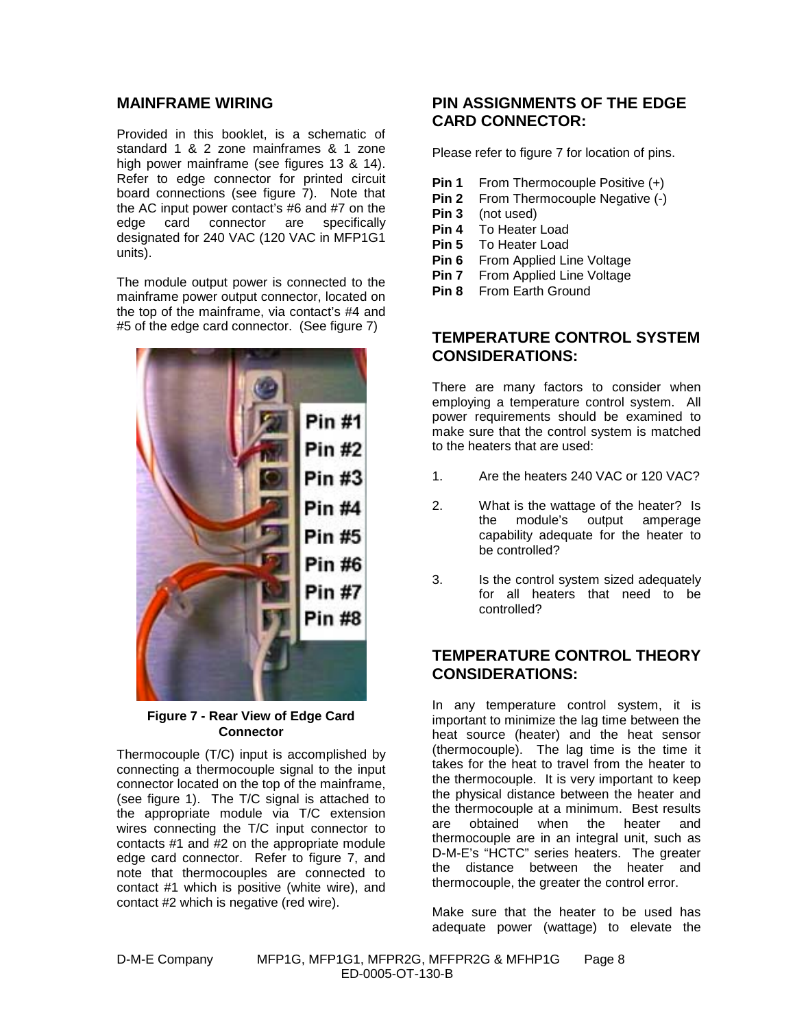## MAINFRAME WIRING

Provided in this booklet, is a schematic of standard 1 & 2 zone mainframes & 1 zone high power mainframe (see figures 13 & 14). Refer to edge connector for printed circuit board connections (see figure 7). Note that the AC input power contact's #6 and #7 on the edge card connector are specifically designated for 240 VAC (120 VAC in MFP1G1 units).

The module output power is connected to the mainframe power output connector, located on the top of the mainframe, via contact's #4 and #5 of the edge card connector. (See figure 7)

**Figure 7 - Rear View of Edge Card Connector**

Thermocouple (T/C) input is accomplished by connecting a thermocouple signal to the input connector located on the top of the mainframe, (see figure 1). The T/C signal is attached to the appropriate module via T/C extension wires connecting the T/C input connector to contacts #1 and #2 on the appropriate module edge card connector. Refer to figure 7, and note that thermocouples are connected to contact #1 which is positive (white wire), and contact #2 which is negative (red wire).

## PIN ASSIGNMENTS OF THE EDGE CARD CONNECTOR:

Please refer to figure 7 for location of pins.

**Pin 1** From Thermocouple Positive (+)
**Pin 2** From Thermocouple Negative (-)
**Pin 3** (not used)
**Pin 4** To Heater Load
**Pin 5** To Heater Load
**Pin 6** From Applied Line Voltage
**Pin 7** From Applied Line Voltage
**Pin 8** From Earth Ground

## TEMPERATURE CONTROL SYSTEM CONSIDERATIONS:

There are many factors to consider when employing a temperature control system. All power requirements should be examined to make sure that the control system is matched to the heaters that are used:

1. Are the heaters 240 VAC or 120 VAC?
2. What is the wattage of the heater? Is the module's output amperage capability adequate for the heater to be controlled?
3. Is the control system sized adequately for all heaters that need to be controlled?

## TEMPERATURE CONTROL THEORY CONSIDERATIONS:

In any temperature control system, it is important to minimize the lag time between the heat source (heater) and the heat sensor (thermocouple). The lag time is the time it takes for the heat to travel from the heater to the thermocouple. It is very important to keep the physical distance between the heater and the thermocouple at a minimum. Best results are obtained when the heater and thermocouple are in an integral unit, such as D-M-E's "HCTC" series heaters. The greater the distance between the heater and thermocouple, the greater the control error.

Make sure that the heater to be used has adequate power (wattage) to elevate the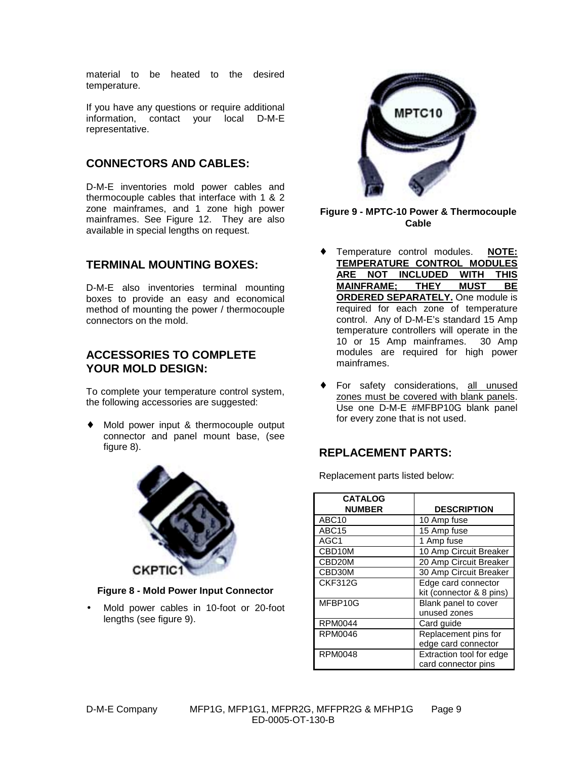material to be heated to the desired temperature.

If you have any questions or require additional information, contact your local D-M-E representative.

## CONNECTORS AND CABLES:

D-M-E inventories mold power cables and thermocouple cables that interface with 1 & 2 zone mainframes, and 1 zone high power mainframes. See Figure 12. They are also available in special lengths on request.

## TERMINAL MOUNTING BOXES:

D-M-E also inventories terminal mounting boxes to provide an easy and economical method of mounting the power / thermocouple connectors on the mold.

## ACCESSORIES TO COMPLETE YOUR MOLD DESIGN:

To complete your temperature control system, the following accessories are suggested:

- Mold power input & thermocouple output connector and panel mount base, (see figure 8).

**Figure 8 - Mold Power Input Connector**

- Mold power cables in 10-foot or 20-foot lengths (see figure 9).

**Figure 9 - MPTC-10 Power & Thermocouple Cable**

- Temperature control modules. **NOTE: TEMPERATURE CONTROL MODULES ARE NOT INCLUDED WITH THIS MAINFRAME; THEY MUST BE ORDERED SEPARATELY.** One module is required for each zone of temperature control. Any of D-M-E's standard 15 Amp temperature controllers will operate in the 10 or 15 Amp mainframes. 30 Amp modules are required for high power mainframes.

- For safety considerations, all unused zones must be covered with blank panels. Use one D-M-E #MFBP10G blank panel for every zone that is not used.

## REPLACEMENT PARTS:

Replacement parts listed below:

| CATALOG NUMBER | DESCRIPTION |
|---|---|
| ABC10 | 10 Amp fuse |
| ABC15 | 15 Amp fuse |
| AGC1 | 1 Amp fuse |
| CBD10M | 10 Amp Circuit Breaker |
| CBD20M | 20 Amp Circuit Breaker |
| CBD30M | 30 Amp Circuit Breaker |
| CKF312G | Edge card connector kit (connector & 8 pins) |
| MFBP10G | Blank panel to cover unused zones |
| RPM0044 | Card guide |
| RPM0046 | Replacement pins for edge card connector |
| RPM0048 | Extraction tool for edge card connector pins |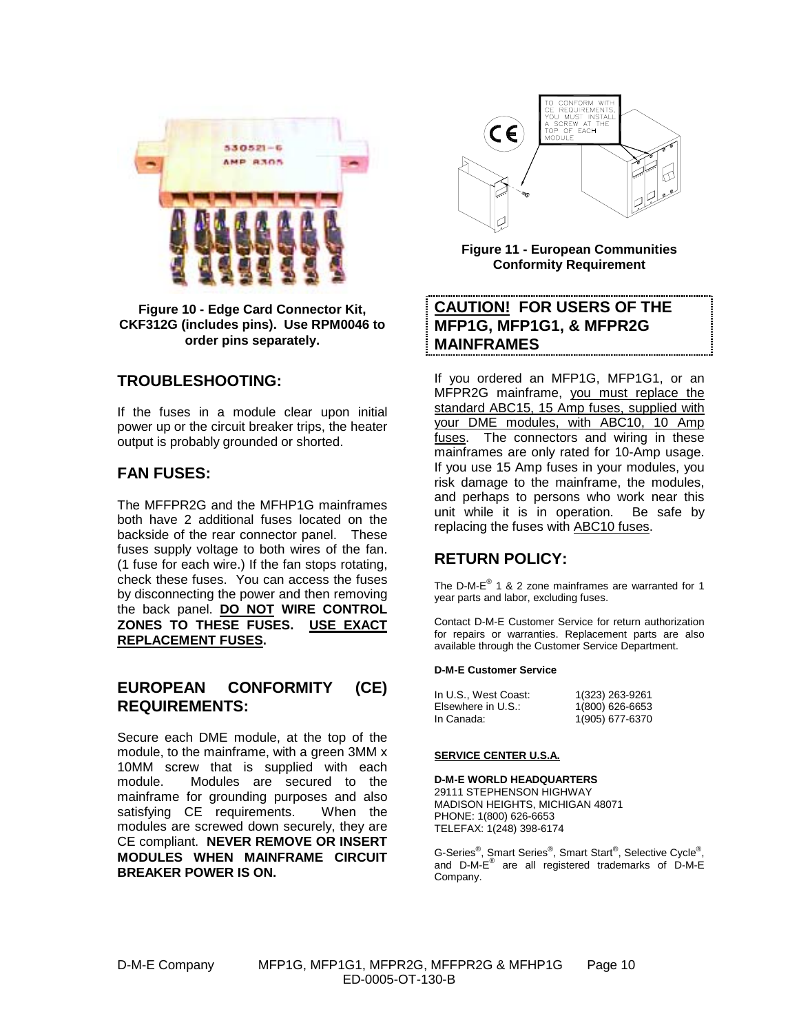Figure 10 - Edge Card Connector Kit, CKF312G (includes pins). Use RPM0046 to order pins separately.

## TROUBLESHOOTING:

If the fuses in a module clear upon initial power up or the circuit breaker trips, the heater output is probably grounded or shorted.

## FAN FUSES:

The MFFPR2G and the MFHP1G mainframes both have 2 additional fuses located on the backside of the rear connector panel. These fuses supply voltage to both wires of the fan. (1 fuse for each wire.) If the fan stops rotating, check these fuses. You can access the fuses by disconnecting the power and then removing the back panel. **DO NOT WIRE CONTROL ZONES TO THESE FUSES. USE EXACT REPLACEMENT FUSES.**

## EUROPEAN CONFORMITY (CE) REQUIREMENTS:

Secure each DME module, at the top of the module, to the mainframe, with a green 3MM x 10MM screw that is supplied with each module. Modules are secured to the mainframe for grounding purposes and also satisfying CE requirements. When the modules are screwed down securely, they are CE compliant. **NEVER REMOVE OR INSERT MODULES WHEN MAINFRAME CIRCUIT BREAKER POWER IS ON.**

TO CONFORM WITH CE REQUIREMENTS, YOU MUST INSTALL A SCREW AT THE TOP OF EACH MODULE

Figure 11 - European Communities Conformity Requirement

## CAUTION! FOR USERS OF THE MFP1G, MFP1G1, & MFPR2G MAINFRAMES

If you ordered an MFP1G, MFP1G1, or an MFPR2G mainframe, you must replace the standard ABC15, 15 Amp fuses, supplied with your DME modules, with ABC10, 10 Amp fuses. The connectors and wiring in these mainframes are only rated for 10-Amp usage. If you use 15 Amp fuses in your modules, you risk damage to the mainframe, the modules, and perhaps to persons who work near this unit while it is in operation. Be safe by replacing the fuses with ABC10 fuses.

## RETURN POLICY:

The D-M-E® 1 & 2 zone mainframes are warranted for 1 year parts and labor, excluding fuses.

Contact D-M-E Customer Service for return authorization for repairs or warranties. Replacement parts are also available through the Customer Service Department.

**D-M-E Customer Service**

| | |
|---|---|
| In U.S., West Coast: | 1(323) 263-9261 |
| Elsewhere in U.S.: | 1(800) 626-6653 |
| In Canada: | 1(905) 677-6370 |

**SERVICE CENTER U.S.A.**

**D-M-E WORLD HEADQUARTERS**
29111 STEPHENSON HIGHWAY
MADISON HEIGHTS, MICHIGAN 48071
PHONE: 1(800) 626-6653
TELEFAX: 1(248) 398-6174

G-Series®, Smart Series®, Smart Start®, Selective Cycle®, and D-M-E® are all registered trademarks of D-M-E Company.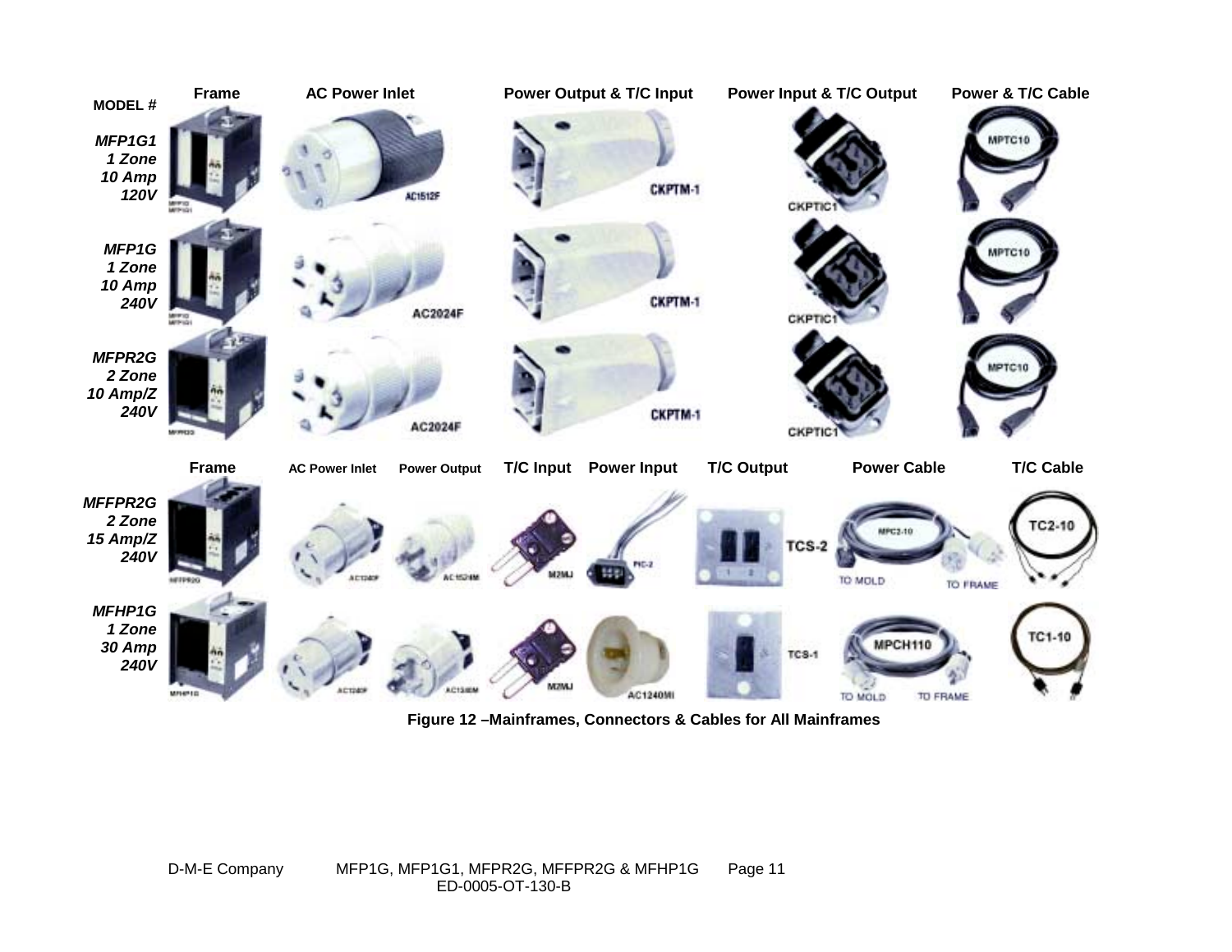| MODEL # | Frame | AC Power Inlet | Power Output & T/C Input | Power Input & T/C Output | Power & T/C Cable |
|---|---|---|---|---|---|
| *MFP1G1 1 Zone 10 Amp 120V* | MFP1G MFP1G1 | AC1512F | CKPTM-1 | CKPTIC1 | MPTC10 |
| *MFP1G 1 Zone 10 Amp 240V* | MFP1G MFP1G1 | AC2024F | CKPTM-1 | CKPTIC1 | MPTC10 |
| *MFPR2G 2 Zone 10 Amp/Z 240V* | MFPR2G | AC2024F | CKPTM-1 | CKPTIC1 | MPTC10 |

| | Frame | AC Power Inlet | Power Output | T/C Input | Power Input | T/C Output | Power Cable | T/C Cable |
|---|---|---|---|---|---|---|---|---|
| *MFFPR2G 2 Zone 15 Amp/Z 240V* | MFFPR2G | AC1240F | AC1524M | M2MJ | PIC-2 | TCS-2 | MPC2-10 (TO MOLD / TO FRAME) | TC2-10 |
| *MFHP1G 1 Zone 30 Amp 240V* | MFHP1G | AC1240F | AC1240M | M2MJ | AC1240MI | TCS-1 | MPCH110 (TO MOLD / TO FRAME) | TC1-10 |

**Figure 12 –Mainframes, Connectors & Cables for All Mainframes**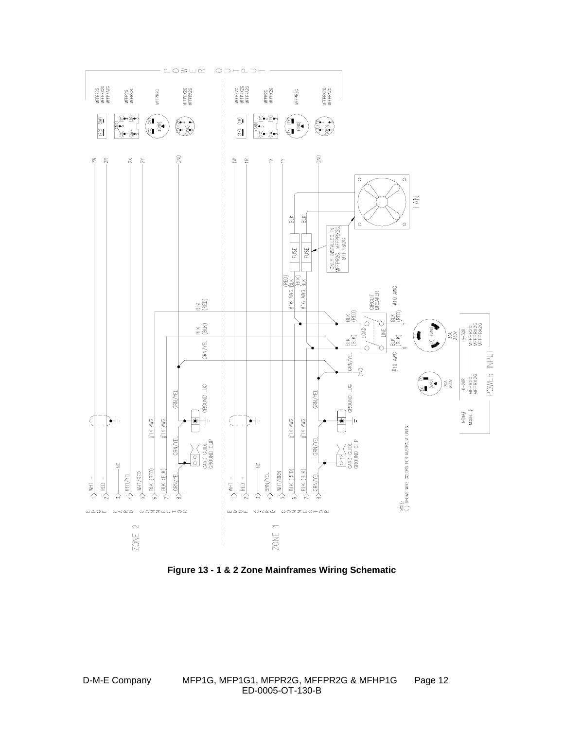**Figure 13 - 1 & 2 Zone Mainframes Wiring Schematic**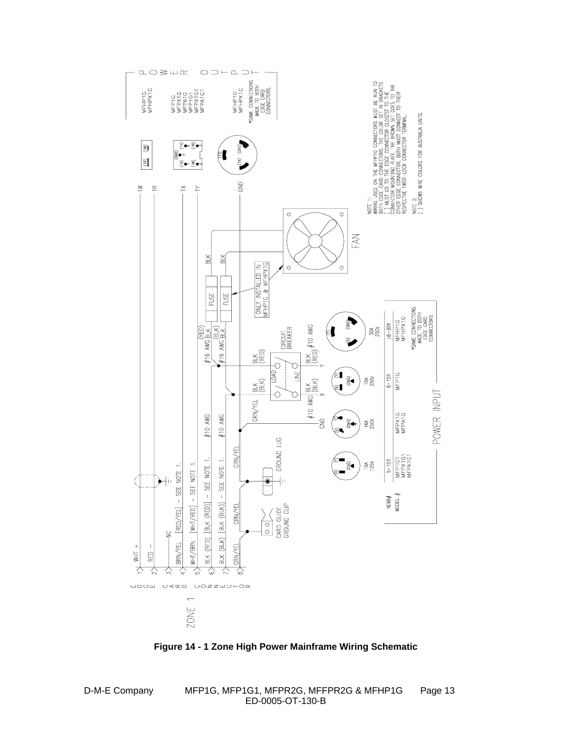ZONE 1

EDGE CARD CONNECTOR

1 WHT +
2 RED −
3 BRN/YEL — NC
4 WHT/BRN [RED/YEL] – SEE NOTE 1.
5 BLK (RED) [WHT/RED] – SEE NOTE 1.
6 BLK (BLK) [BLK (RED)] – SEE NOTE 1. #10 AWG
7 GRN/YEL [BLK (BLK)] – SEE NOTE 1. #10 AWG
8 GRN/YEL

CARD GUIDE GROUND CLIP

GROUND LUG

GRN/YEL

#16 AWG (RED) BLK

#16 AWG (BLK) BLK

FUSE

FUSE

ONLY INSTALLED IN MFHP1G & MFHPX1G

BLK

BLK

FAN

CIRCUIT BREAKER

LOAD

LINE

BLK (BLK)

BLK (RED)

BLK (BLK) X

BLK (RED) Y

#10 AWG

#10 AWG

GND

GRN/YEL

1W

1R

1X

1Y

GND

| NEMA# | 5–15R | | 6–15R | L6–30R |
|---|---|---|---|---|
| | 15A 125V | 16A 250V | 15A 250V | 30A 250V |
| MODEL # | MFP1G1 MFPX1G1 MFPA1G1 | MFPX1G MFPA1G | MFP1G | MFHP1G MFHPX1G *SAME CONNECTIONS MADE TO BOTH EDGE CARD CONNECTORS |

POWER INPUT

POWER OUTPUT

MFHP1G MFHPX1G

MFP1G MFPX1G MFPA1G MFP1G1 MFPX1G1 MFPA1G1

MFHP1G MFHPX1G *SAME CONNECTIONS MADE TO BOTH EDGE CARD CONNECTORS.

NOTE 1:
WIRING USED ON THE MFHP1G CONNECTORS MUST BE RUN TO BOTH EDGE CARD CONNECTORS. THE COLOR SET IN BRACKETS [ ] MUST GO TO THE EDGE CONNECTOR CLOSEST TO THE CONNECTOR MOUNTING PLATE. THE BROWN SET GOES TO THE OTHER EDGE CONNECTOR. BOTH MUST CONNECT TO THEIR RESPECTIVE TWIST-LOCK CONNECTOR TERMINAL.

NOTE 2:
( ) SHOWS WIRE COLORS FOR AUSTRALIA UNITS.

**Figure 14 - 1 Zone High Power Mainframe Wiring Schematic**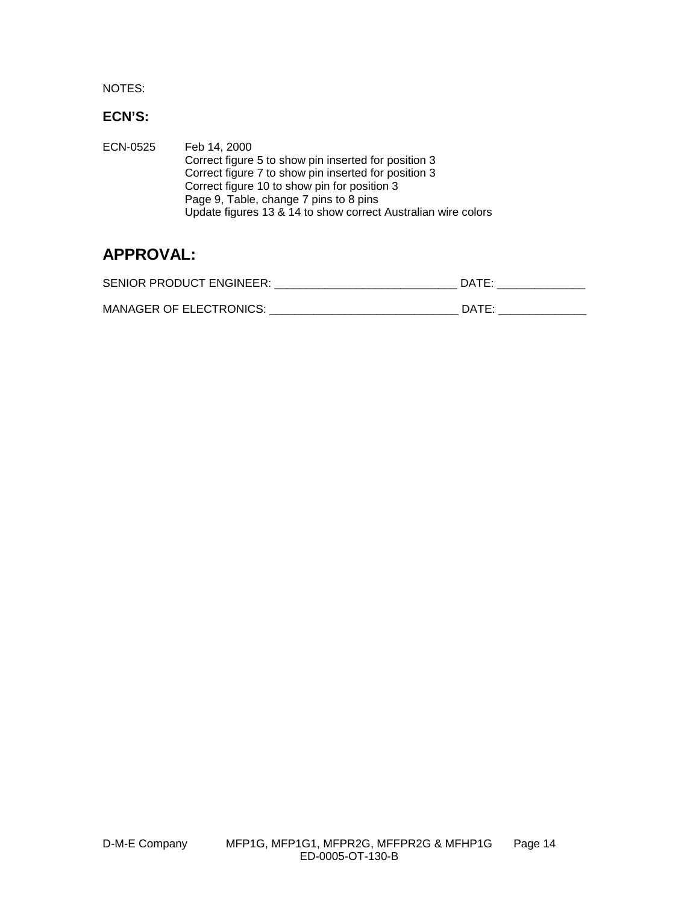NOTES:

## ECN'S:

ECN-0525 Feb 14, 2000
Correct figure 5 to show pin inserted for position 3
Correct figure 7 to show pin inserted for position 3
Correct figure 10 to show pin for position 3
Page 9, Table, change 7 pins to 8 pins
Update figures 13 & 14 to show correct Australian wire colors

# APPROVAL:

SENIOR PRODUCT ENGINEER: _____________________________ DATE: ______________

MANAGER OF ELECTRONICS: ______________________________ DATE: ______________